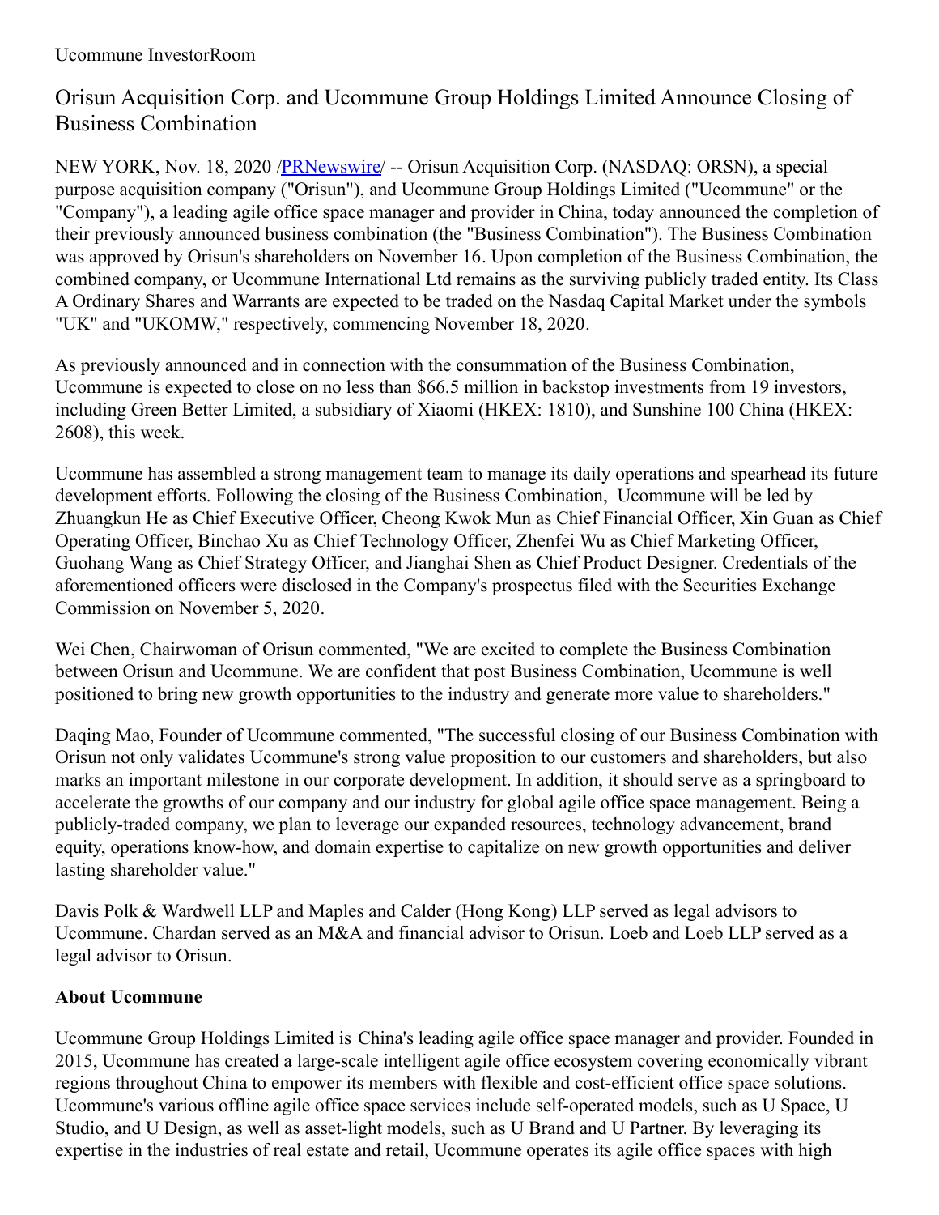Ucommune InvestorRoom

# Orisun Acquisition Corp. and Ucommune Group Holdings Limited Announce Closing of Business Combination

NEW YORK, Nov. 18, 2020 /PRNewswire/ -- Orisun Acquisition Corp. (NASDAQ: ORSN), a special purpose acquisition company ("Orisun"), and Ucommune Group Holdings Limited ("Ucommune" or the "Company"), a leading agile office space manager and provider in China, today announced the completion of their previously announced business combination (the "Business Combination"). The Business Combination was approved by Orisun's shareholders on November 16. Upon completion of the Business Combination, the combined company, or Ucommune International Ltd remains as the surviving publicly traded entity. Its Class A Ordinary Shares and Warrants are expected to be traded on the Nasdaq Capital Market under the symbols "UK" and "UKOMW," respectively, commencing November 18, 2020.

As previously announced and in connection with the consummation of the Business Combination, Ucommune is expected to close on no less than $66.5 million in backstop investments from 19 investors, including Green Better Limited, a subsidiary of Xiaomi (HKEX: 1810), and Sunshine 100 China (HKEX: 2608), this week.

Ucommune has assembled a strong management team to manage its daily operations and spearhead its future development efforts. Following the closing of the Business Combination, Ucommune will be led by Zhuangkun He as Chief Executive Officer, Cheong Kwok Mun as Chief Financial Officer, Xin Guan as Chief Operating Officer, Binchao Xu as Chief Technology Officer, Zhenfei Wu as Chief Marketing Officer, Guohang Wang as Chief Strategy Officer, and Jianghai Shen as Chief Product Designer. Credentials of the aforementioned officers were disclosed in the Company's prospectus filed with the Securities Exchange Commission on November 5, 2020.

Wei Chen, Chairwoman of Orisun commented, "We are excited to complete the Business Combination between Orisun and Ucommune. We are confident that post Business Combination, Ucommune is well positioned to bring new growth opportunities to the industry and generate more value to shareholders."

Daqing Mao, Founder of Ucommune commented, "The successful closing of our Business Combination with Orisun not only validates Ucommune's strong value proposition to our customers and shareholders, but also marks an important milestone in our corporate development. In addition, it should serve as a springboard to accelerate the growths of our company and our industry for global agile office space management. Being a publicly-traded company, we plan to leverage our expanded resources, technology advancement, brand equity, operations know-how, and domain expertise to capitalize on new growth opportunities and deliver lasting shareholder value."

Davis Polk & Wardwell LLP and Maples and Calder (Hong Kong) LLP served as legal advisors to Ucommune. Chardan served as an M&A and financial advisor to Orisun. Loeb and Loeb LLP served as a legal advisor to Orisun.

**About Ucommune**

Ucommune Group Holdings Limited is China's leading agile office space manager and provider. Founded in 2015, Ucommune has created a large-scale intelligent agile office ecosystem covering economically vibrant regions throughout China to empower its members with flexible and cost-efficient office space solutions. Ucommune's various offline agile office space services include self-operated models, such as U Space, U Studio, and U Design, as well as asset-light models, such as U Brand and U Partner. By leveraging its expertise in the industries of real estate and retail, Ucommune operates its agile office spaces with high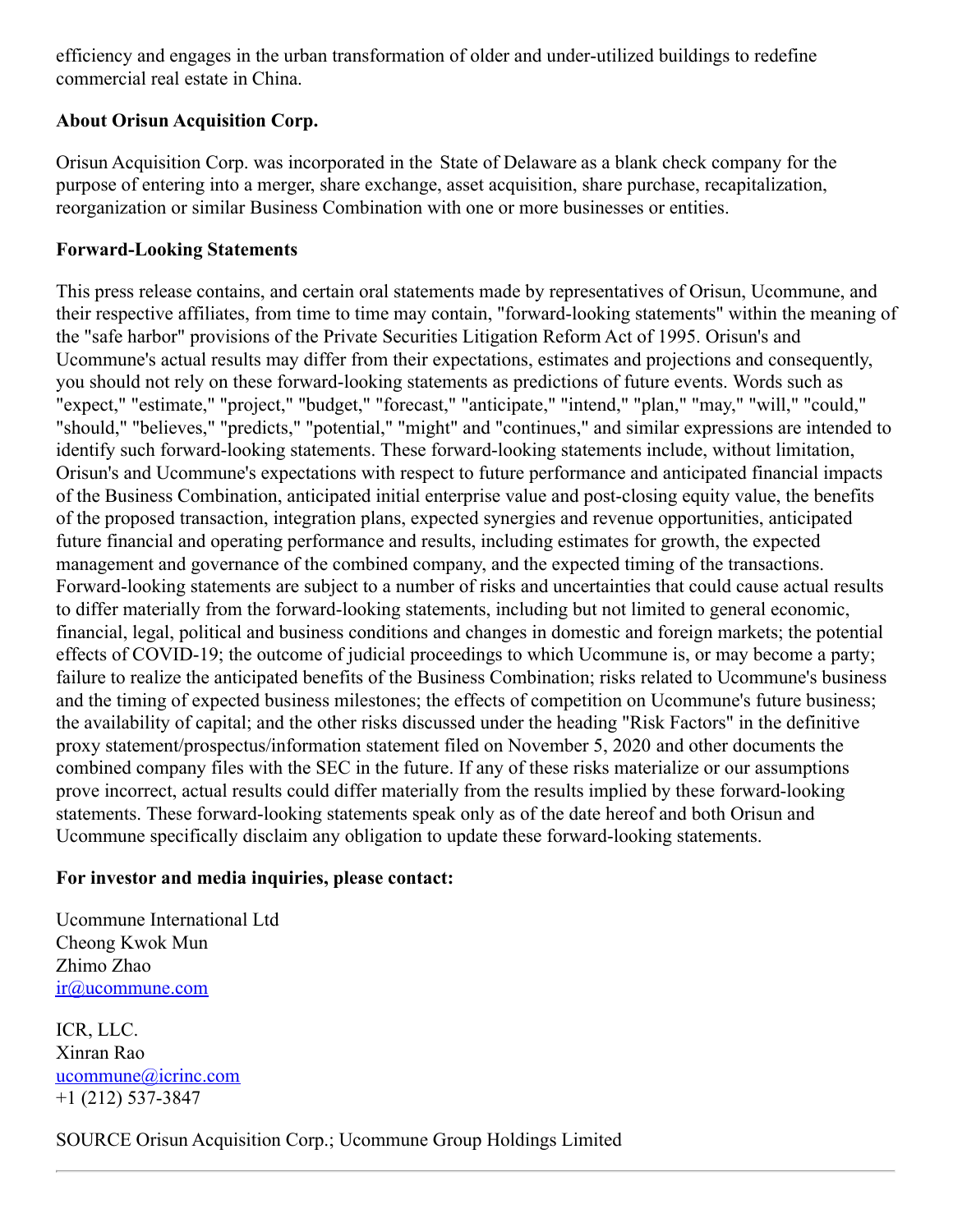efficiency and engages in the urban transformation of older and under-utilized buildings to redefine commercial real estate in China.

**About Orisun Acquisition Corp.**

Orisun Acquisition Corp. was incorporated in the State of Delaware as a blank check company for the purpose of entering into a merger, share exchange, asset acquisition, share purchase, recapitalization, reorganization or similar Business Combination with one or more businesses or entities.

**Forward-Looking Statements**

This press release contains, and certain oral statements made by representatives of Orisun, Ucommune, and their respective affiliates, from time to time may contain, "forward-looking statements" within the meaning of the "safe harbor" provisions of the Private Securities Litigation Reform Act of 1995. Orisun's and Ucommune's actual results may differ from their expectations, estimates and projections and consequently, you should not rely on these forward-looking statements as predictions of future events. Words such as "expect," "estimate," "project," "budget," "forecast," "anticipate," "intend," "plan," "may," "will," "could," "should," "believes," "predicts," "potential," "might" and "continues," and similar expressions are intended to identify such forward-looking statements. These forward-looking statements include, without limitation, Orisun's and Ucommune's expectations with respect to future performance and anticipated financial impacts of the Business Combination, anticipated initial enterprise value and post-closing equity value, the benefits of the proposed transaction, integration plans, expected synergies and revenue opportunities, anticipated future financial and operating performance and results, including estimates for growth, the expected management and governance of the combined company, and the expected timing of the transactions. Forward-looking statements are subject to a number of risks and uncertainties that could cause actual results to differ materially from the forward-looking statements, including but not limited to general economic, financial, legal, political and business conditions and changes in domestic and foreign markets; the potential effects of COVID-19; the outcome of judicial proceedings to which Ucommune is, or may become a party; failure to realize the anticipated benefits of the Business Combination; risks related to Ucommune's business and the timing of expected business milestones; the effects of competition on Ucommune's future business; the availability of capital; and the other risks discussed under the heading "Risk Factors" in the definitive proxy statement/prospectus/information statement filed on November 5, 2020 and other documents the combined company files with the SEC in the future. If any of these risks materialize or our assumptions prove incorrect, actual results could differ materially from the results implied by these forward-looking statements. These forward-looking statements speak only as of the date hereof and both Orisun and Ucommune specifically disclaim any obligation to update these forward-looking statements.

**For investor and media inquiries, please contact:**

Ucommune International Ltd
Cheong Kwok Mun
Zhimo Zhao
ir@ucommune.com

ICR, LLC.
Xinran Rao
ucommune@icrinc.com
+1 (212) 537-3847

SOURCE Orisun Acquisition Corp.; Ucommune Group Holdings Limited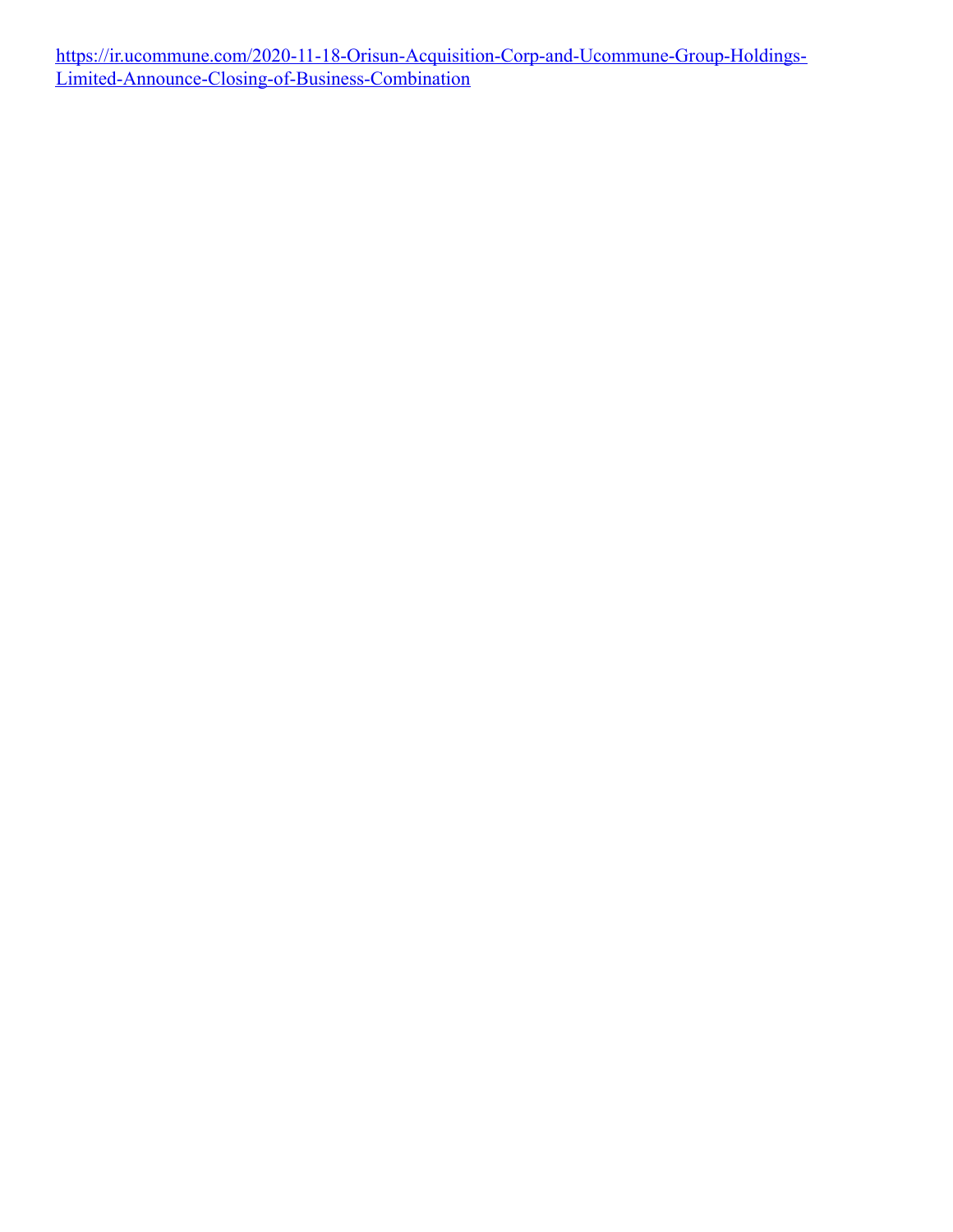[https://ir.ucommune.com/2020-11-18-Orisun-Acquisition-Corp-and-Ucommune-Group-Holdings-Limited-Announce-Closing-of-Business-Combination](https://ir.ucommune.com/2020-11-18-Orisun-Acquisition-Corp-and-Ucommune-Group-Holdings-Limited-Announce-Closing-of-Business-Combination)